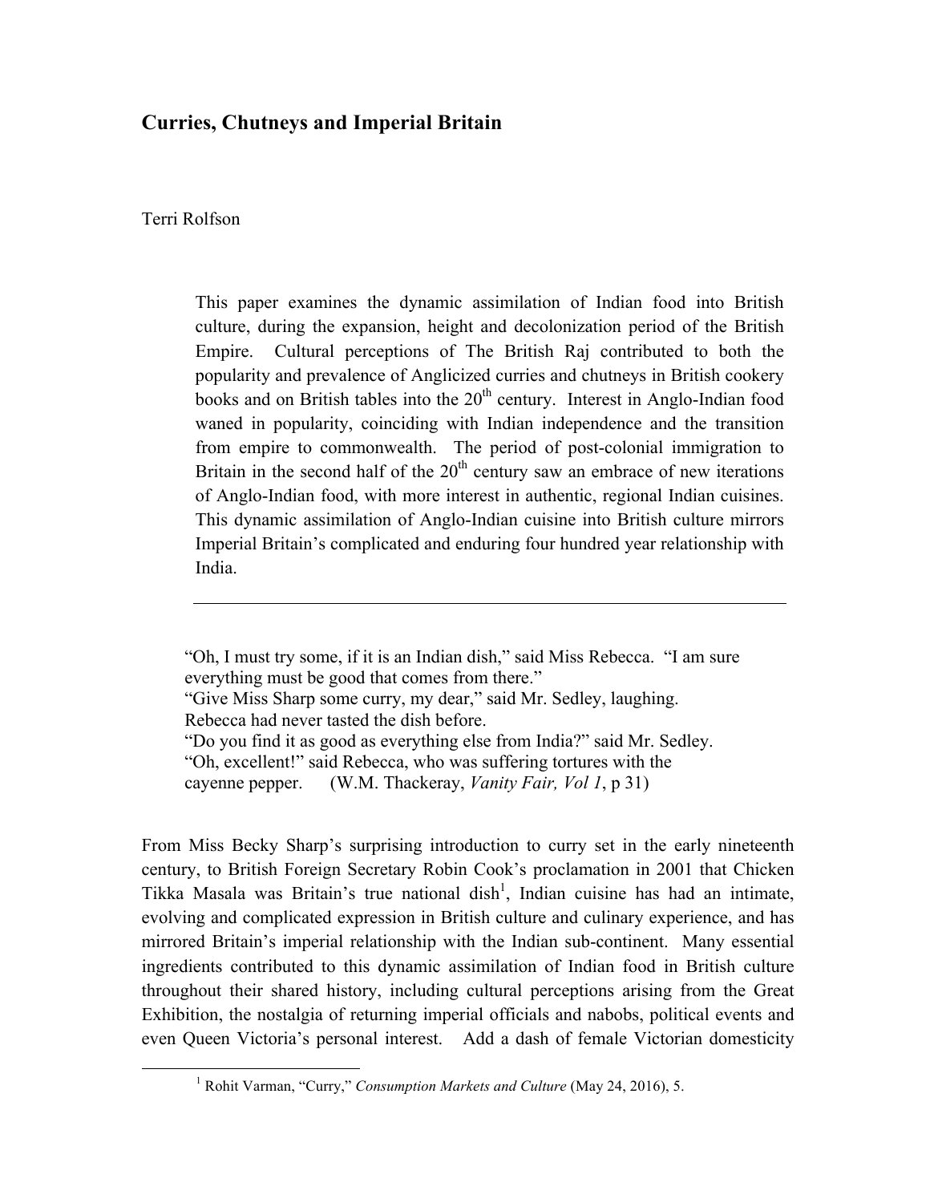# Curries, Chutneys and Imperial Britain

Terri Rolfson

> This paper examines the dynamic assimilation of Indian food into British culture, during the expansion, height and decolonization period of the British Empire. Cultural perceptions of The British Raj contributed to both the popularity and prevalence of Anglicized curries and chutneys in British cookery books and on British tables into the 20th century. Interest in Anglo-Indian food waned in popularity, coinciding with Indian independence and the transition from empire to commonwealth. The period of post-colonial immigration to Britain in the second half of the 20th century saw an embrace of new iterations of Anglo-Indian food, with more interest in authentic, regional Indian cuisines. This dynamic assimilation of Anglo-Indian cuisine into British culture mirrors Imperial Britain's complicated and enduring four hundred year relationship with India.

---

> "Oh, I must try some, if it is an Indian dish," said Miss Rebecca. "I am sure everything must be good that comes from there."
> "Give Miss Sharp some curry, my dear," said Mr. Sedley, laughing.
> Rebecca had never tasted the dish before.
> "Do you find it as good as everything else from India?" said Mr. Sedley.
> "Oh, excellent!" said Rebecca, who was suffering tortures with the cayenne pepper. (W.M. Thackeray, *Vanity Fair, Vol 1*, p 31)

From Miss Becky Sharp's surprising introduction to curry set in the early nineteenth century, to British Foreign Secretary Robin Cook's proclamation in 2001 that Chicken Tikka Masala was Britain's true national dish[1], Indian cuisine has had an intimate, evolving and complicated expression in British culture and culinary experience, and has mirrored Britain's imperial relationship with the Indian sub-continent. Many essential ingredients contributed to this dynamic assimilation of Indian food in British culture throughout their shared history, including cultural perceptions arising from the Great Exhibition, the nostalgia of returning imperial officials and nabobs, political events and even Queen Victoria's personal interest. Add a dash of female Victorian domesticity

---

[1] Rohit Varman, "Curry," *Consumption Markets and Culture* (May 24, 2016), 5.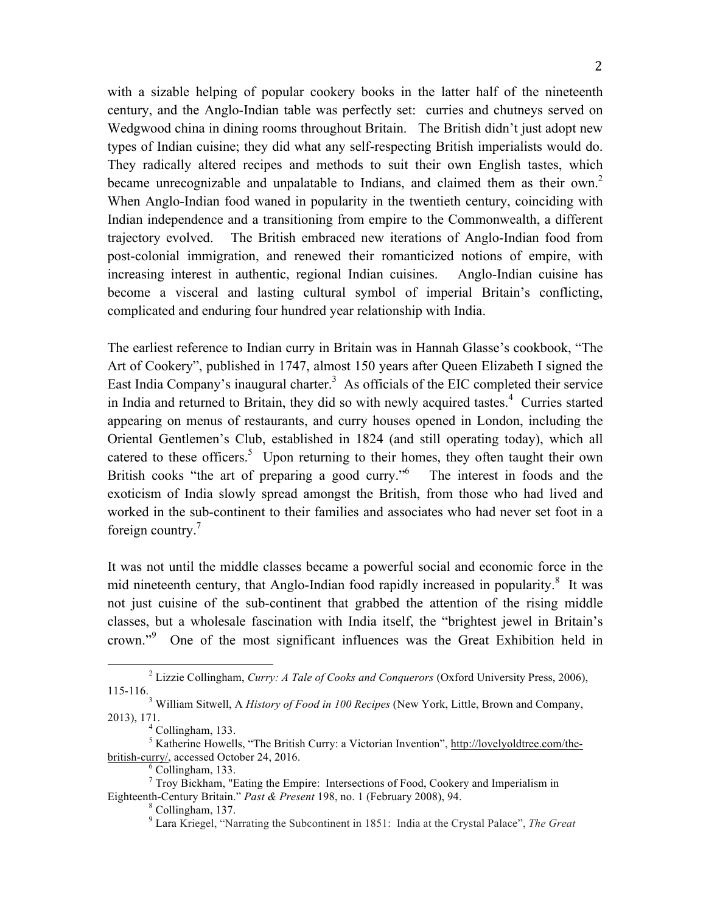with a sizable helping of popular cookery books in the latter half of the nineteenth century, and the Anglo-Indian table was perfectly set: curries and chutneys served on Wedgwood china in dining rooms throughout Britain. The British didn't just adopt new types of Indian cuisine; they did what any self-respecting British imperialists would do. They radically altered recipes and methods to suit their own English tastes, which became unrecognizable and unpalatable to Indians, and claimed them as their own.[2] When Anglo-Indian food waned in popularity in the twentieth century, coinciding with Indian independence and a transitioning from empire to the Commonwealth, a different trajectory evolved. The British embraced new iterations of Anglo-Indian food from post-colonial immigration, and renewed their romanticized notions of empire, with increasing interest in authentic, regional Indian cuisines. Anglo-Indian cuisine has become a visceral and lasting cultural symbol of imperial Britain's conflicting, complicated and enduring four hundred year relationship with India.

The earliest reference to Indian curry in Britain was in Hannah Glasse's cookbook, "The Art of Cookery", published in 1747, almost 150 years after Queen Elizabeth I signed the East India Company's inaugural charter.[3] As officials of the EIC completed their service in India and returned to Britain, they did so with newly acquired tastes.[4] Curries started appearing on menus of restaurants, and curry houses opened in London, including the Oriental Gentlemen's Club, established in 1824 (and still operating today), which all catered to these officers.[5] Upon returning to their homes, they often taught their own British cooks "the art of preparing a good curry."[6] The interest in foods and the exoticism of India slowly spread amongst the British, from those who had lived and worked in the sub-continent to their families and associates who had never set foot in a foreign country.[7]

It was not until the middle classes became a powerful social and economic force in the mid nineteenth century, that Anglo-Indian food rapidly increased in popularity.[8] It was not just cuisine of the sub-continent that grabbed the attention of the rising middle classes, but a wholesale fascination with India itself, the "brightest jewel in Britain's crown."[9] One of the most significant influences was the Great Exhibition held in

---

[2] Lizzie Collingham, *Curry: A Tale of Cooks and Conquerors* (Oxford University Press, 2006), 115-116.

[3] William Sitwell, A *History of Food in 100 Recipes* (New York, Little, Brown and Company, 2013), 171.

[4] Collingham, 133.

[5] Katherine Howells, "The British Curry: a Victorian Invention", http://lovelyoldtree.com/the-british-curry/, accessed October 24, 2016.

[6] Collingham, 133.

[7] Troy Bickham, "Eating the Empire: Intersections of Food, Cookery and Imperialism in Eighteenth-Century Britain." *Past & Present* 198, no. 1 (February 2008), 94.

[8] Collingham, 137.

[9] Lara Kriegel, "Narrating the Subcontinent in 1851: India at the Crystal Palace", *The Great*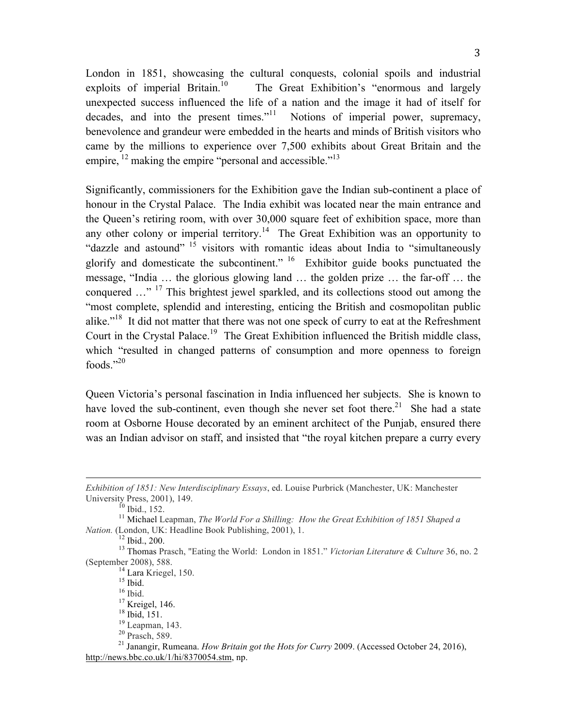London in 1851, showcasing the cultural conquests, colonial spoils and industrial exploits of imperial Britain.[10] The Great Exhibition's "enormous and largely unexpected success influenced the life of a nation and the image it had of itself for decades, and into the present times."[11] Notions of imperial power, supremacy, benevolence and grandeur were embedded in the hearts and minds of British visitors who came by the millions to experience over 7,500 exhibits about Great Britain and the empire,[12] making the empire "personal and accessible."[13]

Significantly, commissioners for the Exhibition gave the Indian sub-continent a place of honour in the Crystal Palace. The India exhibit was located near the main entrance and the Queen's retiring room, with over 30,000 square feet of exhibition space, more than any other colony or imperial territory.[14] The Great Exhibition was an opportunity to "dazzle and astound"[15] visitors with romantic ideas about India to "simultaneously glorify and domesticate the subcontinent."[16] Exhibitor guide books punctuated the message, "India … the glorious glowing land … the golden prize … the far-off … the conquered …"[17] This brightest jewel sparkled, and its collections stood out among the "most complete, splendid and interesting, enticing the British and cosmopolitan public alike."[18] It did not matter that there was not one speck of curry to eat at the Refreshment Court in the Crystal Palace.[19] The Great Exhibition influenced the British middle class, which "resulted in changed patterns of consumption and more openness to foreign foods."[20]

Queen Victoria's personal fascination in India influenced her subjects. She is known to have loved the sub-continent, even though she never set foot there.[21] She had a state room at Osborne House decorated by an eminent architect of the Punjab, ensured there was an Indian advisor on staff, and insisted that "the royal kitchen prepare a curry every

---

*Exhibition of 1851: New Interdisciplinary Essays*, ed. Louise Purbrick (Manchester, UK: Manchester University Press, 2001), 149.

[10] Ibid., 152.

[11] Michael Leapman, *The World For a Shilling: How the Great Exhibition of 1851 Shaped a Nation.* (London, UK: Headline Book Publishing, 2001), 1.

[12] Ibid., 200.

[13] Thomas Prasch, "Eating the World: London in 1851." *Victorian Literature & Culture* 36, no. 2 (September 2008), 588.

[14] Lara Kriegel, 150.

[15] Ibid.

[16] Ibid.

[17] Kreigel, 146.

[18] Ibid, 151.

[19] Leapman, 143.

[20] Prasch, 589.

[21] Janangir, Rumeana. *How Britain got the Hots for Curry* 2009. (Accessed October 24, 2016), http://news.bbc.co.uk/1/hi/8370054.stm, np.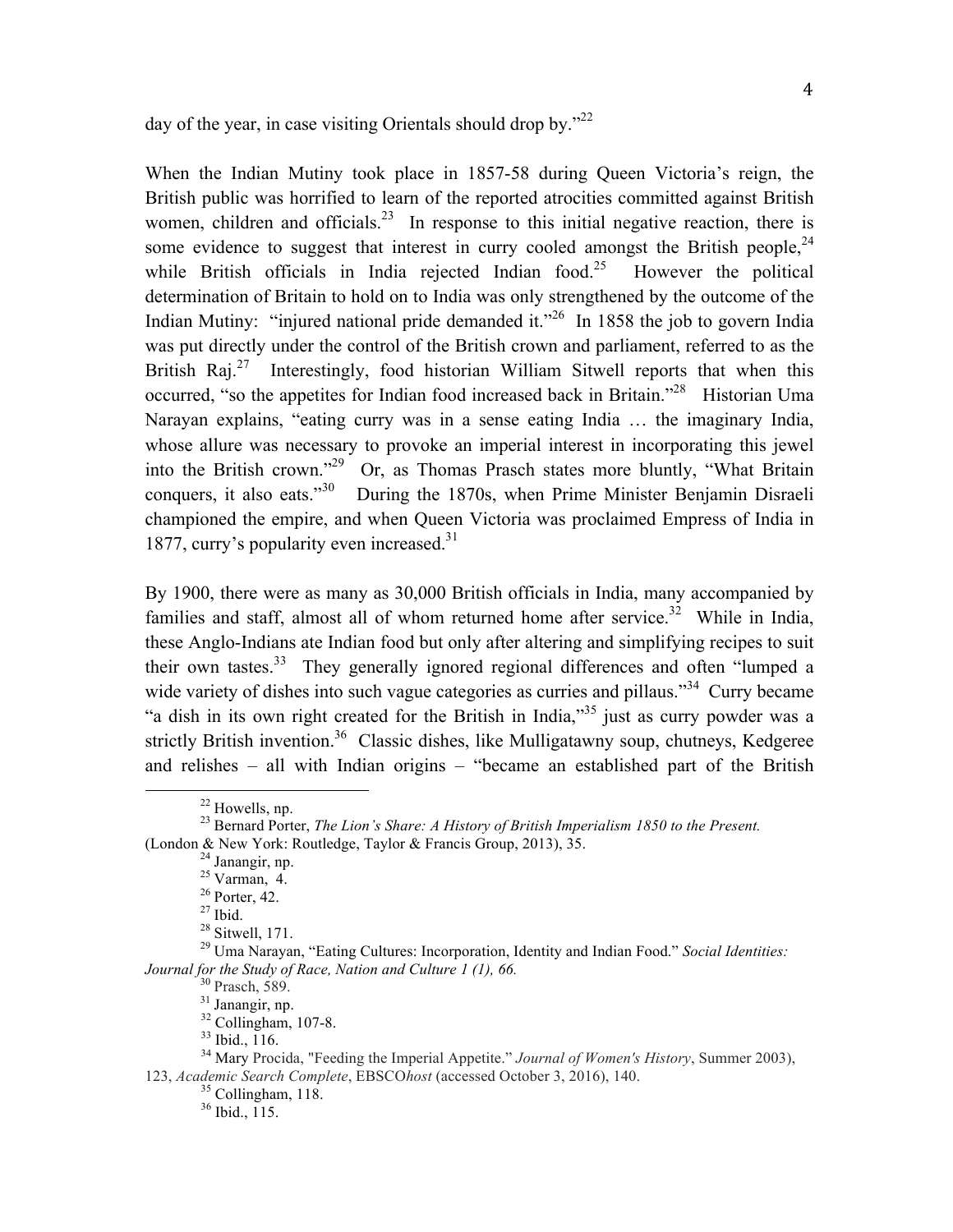day of the year, in case visiting Orientals should drop by."[22]

When the Indian Mutiny took place in 1857-58 during Queen Victoria's reign, the British public was horrified to learn of the reported atrocities committed against British women, children and officials.[23] In response to this initial negative reaction, there is some evidence to suggest that interest in curry cooled amongst the British people,[24] while British officials in India rejected Indian food.[25] However the political determination of Britain to hold on to India was only strengthened by the outcome of the Indian Mutiny: "injured national pride demanded it."[26] In 1858 the job to govern India was put directly under the control of the British crown and parliament, referred to as the British Raj.[27] Interestingly, food historian William Sitwell reports that when this occurred, "so the appetites for Indian food increased back in Britain."[28] Historian Uma Narayan explains, "eating curry was in a sense eating India … the imaginary India, whose allure was necessary to provoke an imperial interest in incorporating this jewel into the British crown."[29] Or, as Thomas Prasch states more bluntly, "What Britain conquers, it also eats."[30] During the 1870s, when Prime Minister Benjamin Disraeli championed the empire, and when Queen Victoria was proclaimed Empress of India in 1877, curry's popularity even increased.[31]

By 1900, there were as many as 30,000 British officials in India, many accompanied by families and staff, almost all of whom returned home after service.[32] While in India, these Anglo-Indians ate Indian food but only after altering and simplifying recipes to suit their own tastes.[33] They generally ignored regional differences and often "lumped a wide variety of dishes into such vague categories as curries and pillaus."[34] Curry became "a dish in its own right created for the British in India,"[35] just as curry powder was a strictly British invention.[36] Classic dishes, like Mulligatawny soup, chutneys, Kedgeree and relishes – all with Indian origins – "became an established part of the British

---

[22] Howells, np.

[23] Bernard Porter, *The Lion's Share: A History of British Imperialism 1850 to the Present.* (London & New York: Routledge, Taylor & Francis Group, 2013), 35.

[24] Janangir, np.

[25] Varman, 4.

[26] Porter, 42.

[27] Ibid.

[28] Sitwell, 171.

[29] Uma Narayan, "Eating Cultures: Incorporation, Identity and Indian Food." *Social Identities: Journal for the Study of Race, Nation and Culture 1 (1), 66.*

[30] Prasch, 589.

[31] Janangir, np.

[32] Collingham, 107-8.

[33] Ibid., 116.

[34] Mary Procida, "Feeding the Imperial Appetite." *Journal of Women's History*, Summer 2003), 123, *Academic Search Complete*, EBSCO*host* (accessed October 3, 2016), 140.

[35] Collingham, 118.

[36] Ibid., 115.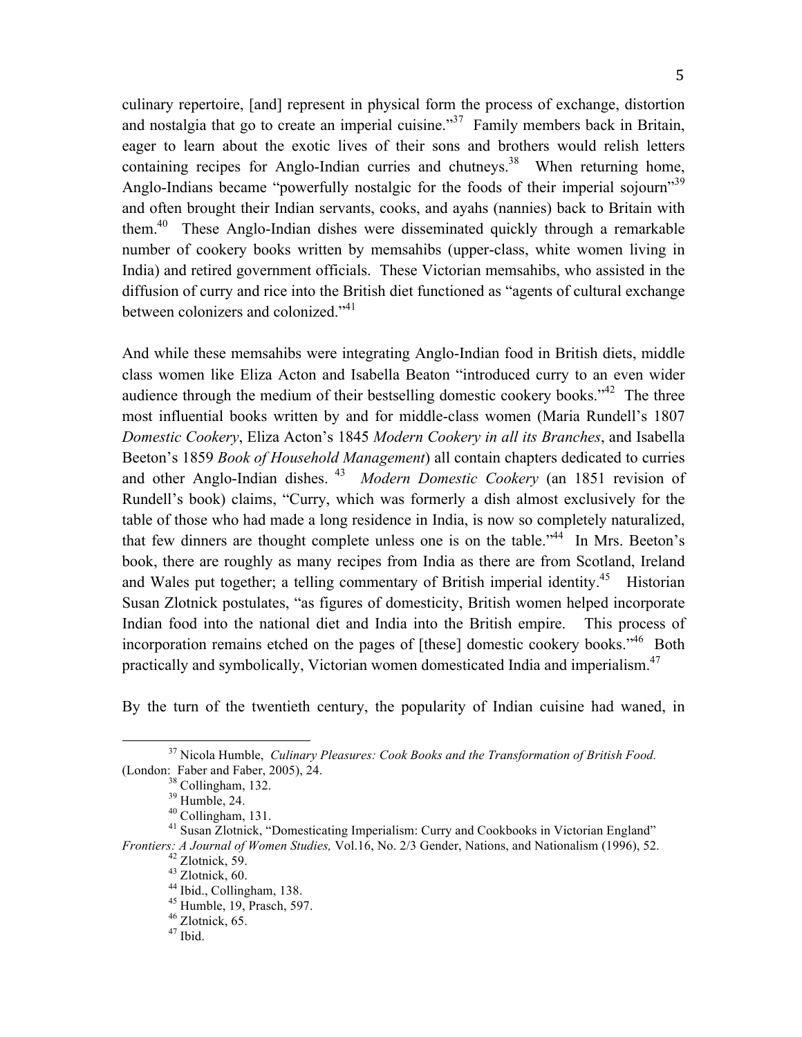culinary repertoire, [and] represent in physical form the process of exchange, distortion and nostalgia that go to create an imperial cuisine."[37] Family members back in Britain, eager to learn about the exotic lives of their sons and brothers would relish letters containing recipes for Anglo-Indian curries and chutneys.[38] When returning home, Anglo-Indians became "powerfully nostalgic for the foods of their imperial sojourn"[39] and often brought their Indian servants, cooks, and ayahs (nannies) back to Britain with them.[40] These Anglo-Indian dishes were disseminated quickly through a remarkable number of cookery books written by memsahibs (upper-class, white women living in India) and retired government officials. These Victorian memsahibs, who assisted in the diffusion of curry and rice into the British diet functioned as "agents of cultural exchange between colonizers and colonized."[41]

And while these memsahibs were integrating Anglo-Indian food in British diets, middle class women like Eliza Acton and Isabella Beaton "introduced curry to an even wider audience through the medium of their bestselling domestic cookery books."[42] The three most influential books written by and for middle-class women (Maria Rundell's 1807 *Domestic Cookery*, Eliza Acton's 1845 *Modern Cookery in all its Branches*, and Isabella Beeton's 1859 *Book of Household Management*) all contain chapters dedicated to curries and other Anglo-Indian dishes.[43] *Modern Domestic Cookery* (an 1851 revision of Rundell's book) claims, "Curry, which was formerly a dish almost exclusively for the table of those who had made a long residence in India, is now so completely naturalized, that few dinners are thought complete unless one is on the table."[44] In Mrs. Beeton's book, there are roughly as many recipes from India as there are from Scotland, Ireland and Wales put together; a telling commentary of British imperial identity.[45] Historian Susan Zlotnick postulates, "as figures of domesticity, British women helped incorporate Indian food into the national diet and India into the British empire. This process of incorporation remains etched on the pages of [these] domestic cookery books."[46] Both practically and symbolically, Victorian women domesticated India and imperialism.[47]

By the turn of the twentieth century, the popularity of Indian cuisine had waned, in

---

[37] Nicola Humble, *Culinary Pleasures: Cook Books and the Transformation of British Food.* (London: Faber and Faber, 2005), 24.

[38] Collingham, 132.

[39] Humble, 24.

[40] Collingham, 131.

[41] Susan Zlotnick, "Domesticating Imperialism: Curry and Cookbooks in Victorian England" *Frontiers: A Journal of Women Studies,* Vol.16, No. 2/3 Gender, Nations, and Nationalism (1996), 52.

[42] Zlotnick, 59.

[43] Zlotnick, 60.

[44] Ibid., Collingham, 138.

[45] Humble, 19, Prasch, 597.

[46] Zlotnick, 65.

[47] Ibid.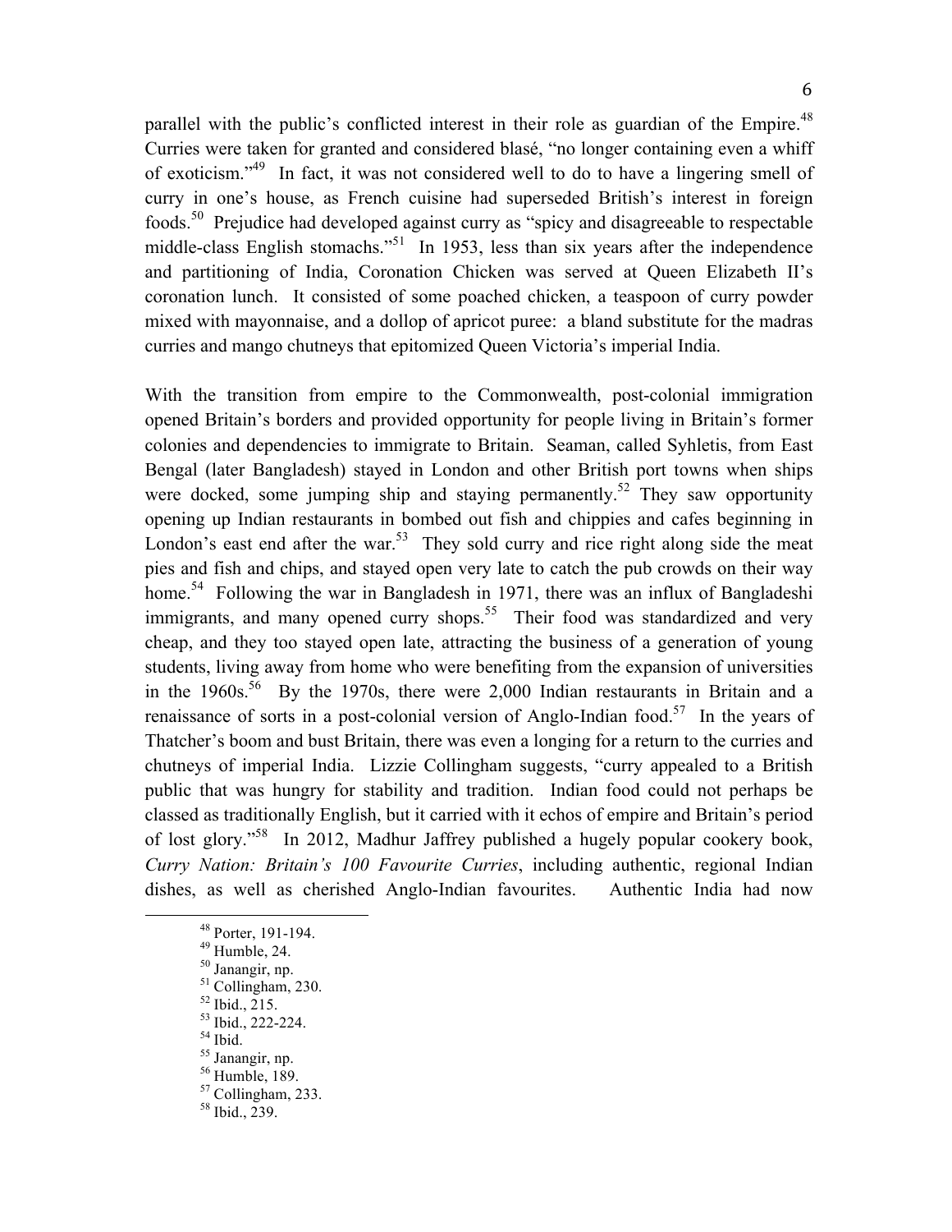parallel with the public's conflicted interest in their role as guardian of the Empire.[48] Curries were taken for granted and considered blasé, "no longer containing even a whiff of exoticism."[49] In fact, it was not considered well to do to have a lingering smell of curry in one's house, as French cuisine had superseded British's interest in foreign foods.[50] Prejudice had developed against curry as "spicy and disagreeable to respectable middle-class English stomachs."[51] In 1953, less than six years after the independence and partitioning of India, Coronation Chicken was served at Queen Elizabeth II's coronation lunch. It consisted of some poached chicken, a teaspoon of curry powder mixed with mayonnaise, and a dollop of apricot puree: a bland substitute for the madras curries and mango chutneys that epitomized Queen Victoria's imperial India.

With the transition from empire to the Commonwealth, post-colonial immigration opened Britain's borders and provided opportunity for people living in Britain's former colonies and dependencies to immigrate to Britain. Seaman, called Syhletis, from East Bengal (later Bangladesh) stayed in London and other British port towns when ships were docked, some jumping ship and staying permanently.[52] They saw opportunity opening up Indian restaurants in bombed out fish and chippies and cafes beginning in London's east end after the war.[53] They sold curry and rice right along side the meat pies and fish and chips, and stayed open very late to catch the pub crowds on their way home.[54] Following the war in Bangladesh in 1971, there was an influx of Bangladeshi immigrants, and many opened curry shops.[55] Their food was standardized and very cheap, and they too stayed open late, attracting the business of a generation of young students, living away from home who were benefiting from the expansion of universities in the 1960s.[56] By the 1970s, there were 2,000 Indian restaurants in Britain and a renaissance of sorts in a post-colonial version of Anglo-Indian food.[57] In the years of Thatcher's boom and bust Britain, there was even a longing for a return to the curries and chutneys of imperial India. Lizzie Collingham suggests, "curry appealed to a British public that was hungry for stability and tradition. Indian food could not perhaps be classed as traditionally English, but it carried with it echos of empire and Britain's period of lost glory."[58] In 2012, Madhur Jaffrey published a hugely popular cookery book, *Curry Nation: Britain's 100 Favourite Curries*, including authentic, regional Indian dishes, as well as cherished Anglo-Indian favourites. Authentic India had now

---

[48] Porter, 191-194.
[49] Humble, 24.
[50] Janangir, np.
[51] Collingham, 230.
[52] Ibid., 215.
[53] Ibid., 222-224.
[54] Ibid.
[55] Janangir, np.
[56] Humble, 189.
[57] Collingham, 233.
[58] Ibid., 239.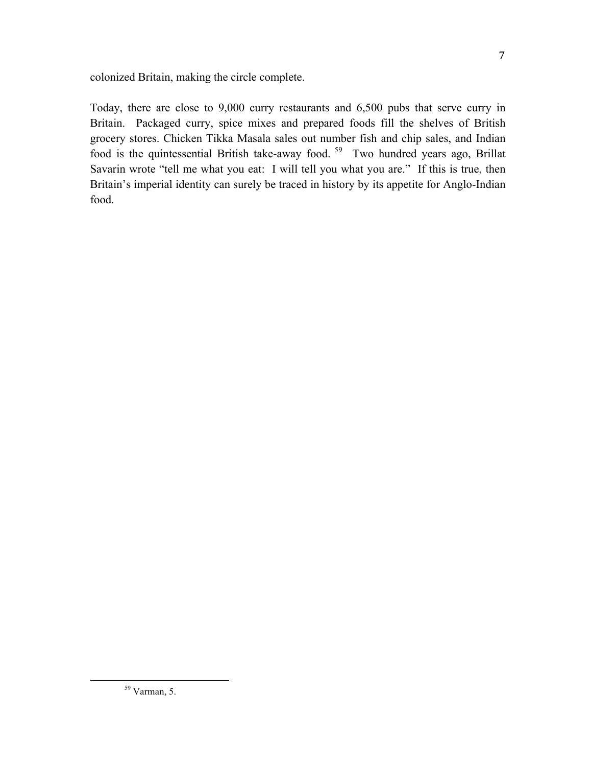colonized Britain, making the circle complete.

Today, there are close to 9,000 curry restaurants and 6,500 pubs that serve curry in Britain. Packaged curry, spice mixes and prepared foods fill the shelves of British grocery stores. Chicken Tikka Masala sales out number fish and chip sales, and Indian food is the quintessential British take-away food. [59] Two hundred years ago, Brillat Savarin wrote "tell me what you eat: I will tell you what you are." If this is true, then Britain's imperial identity can surely be traced in history by its appetite for Anglo-Indian food.

---

[59] Varman, 5.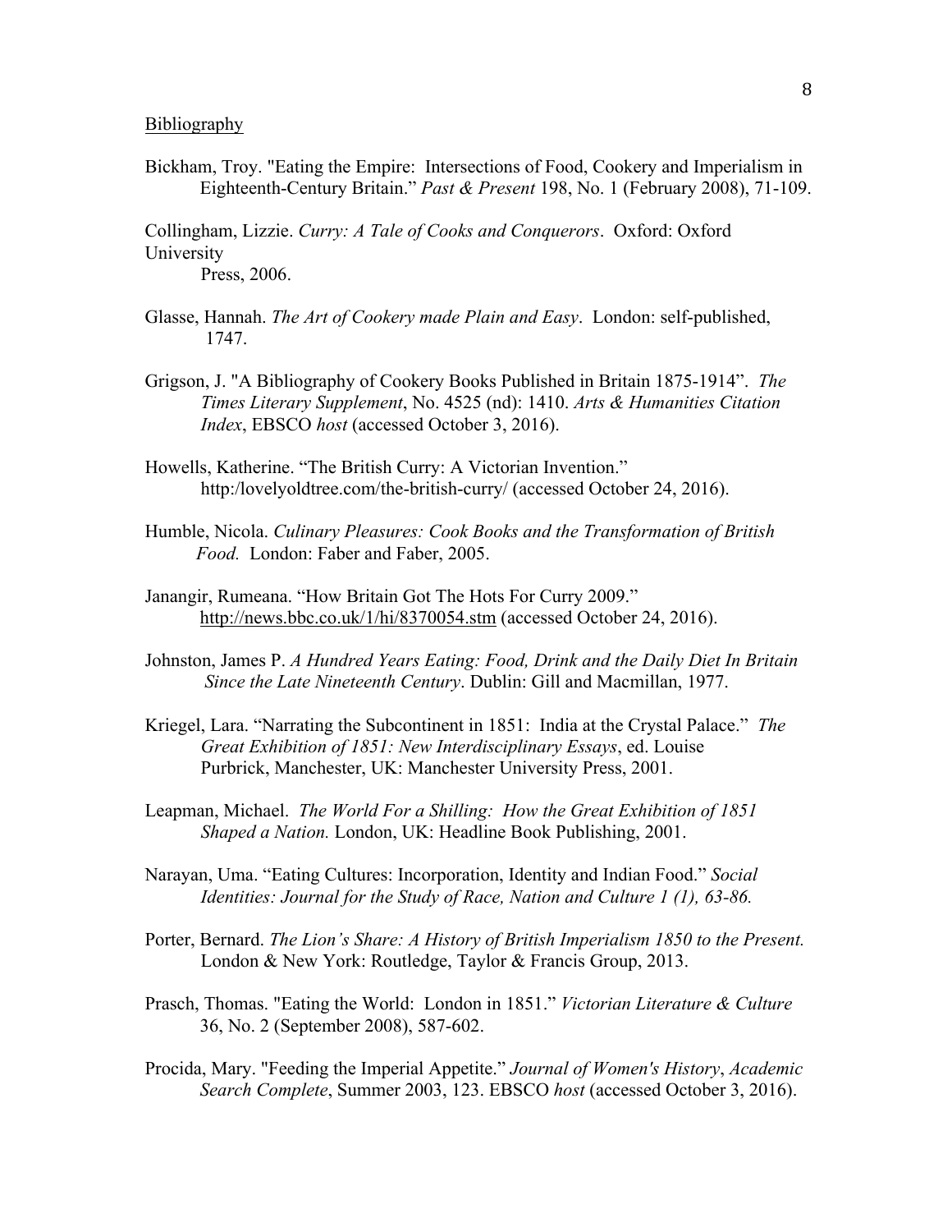Bibliography

Bickham, Troy. "Eating the Empire: Intersections of Food, Cookery and Imperialism in Eighteenth-Century Britain." *Past & Present* 198, No. 1 (February 2008), 71-109.

Collingham, Lizzie. *Curry: A Tale of Cooks and Conquerors*. Oxford: Oxford University Press, 2006.

Glasse, Hannah. *The Art of Cookery made Plain and Easy*. London: self-published, 1747.

Grigson, J. "A Bibliography of Cookery Books Published in Britain 1875-1914". *The Times Literary Supplement*, No. 4525 (nd): 1410. *Arts & Humanities Citation Index*, EBSCO *host* (accessed October 3, 2016).

Howells, Katherine. "The British Curry: A Victorian Invention." http:/lovelyoldtree.com/the-british-curry/ (accessed October 24, 2016).

Humble, Nicola. *Culinary Pleasures: Cook Books and the Transformation of British Food.* London: Faber and Faber, 2005.

Janangir, Rumeana. "How Britain Got The Hots For Curry 2009." http://news.bbc.co.uk/1/hi/8370054.stm (accessed October 24, 2016).

Johnston, James P. *A Hundred Years Eating: Food, Drink and the Daily Diet In Britain Since the Late Nineteenth Century*. Dublin: Gill and Macmillan, 1977.

Kriegel, Lara. "Narrating the Subcontinent in 1851: India at the Crystal Palace." *The Great Exhibition of 1851: New Interdisciplinary Essays*, ed. Louise Purbrick, Manchester, UK: Manchester University Press, 2001.

Leapman, Michael. *The World For a Shilling: How the Great Exhibition of 1851 Shaped a Nation.* London, UK: Headline Book Publishing, 2001.

Narayan, Uma. "Eating Cultures: Incorporation, Identity and Indian Food." *Social Identities: Journal for the Study of Race, Nation and Culture 1 (1), 63-86.*

Porter, Bernard. *The Lion's Share: A History of British Imperialism 1850 to the Present.* London & New York: Routledge, Taylor & Francis Group, 2013.

Prasch, Thomas. "Eating the World: London in 1851." *Victorian Literature & Culture* 36, No. 2 (September 2008), 587-602.

Procida, Mary. "Feeding the Imperial Appetite." *Journal of Women's History*, *Academic Search Complete*, Summer 2003, 123. EBSCO *host* (accessed October 3, 2016).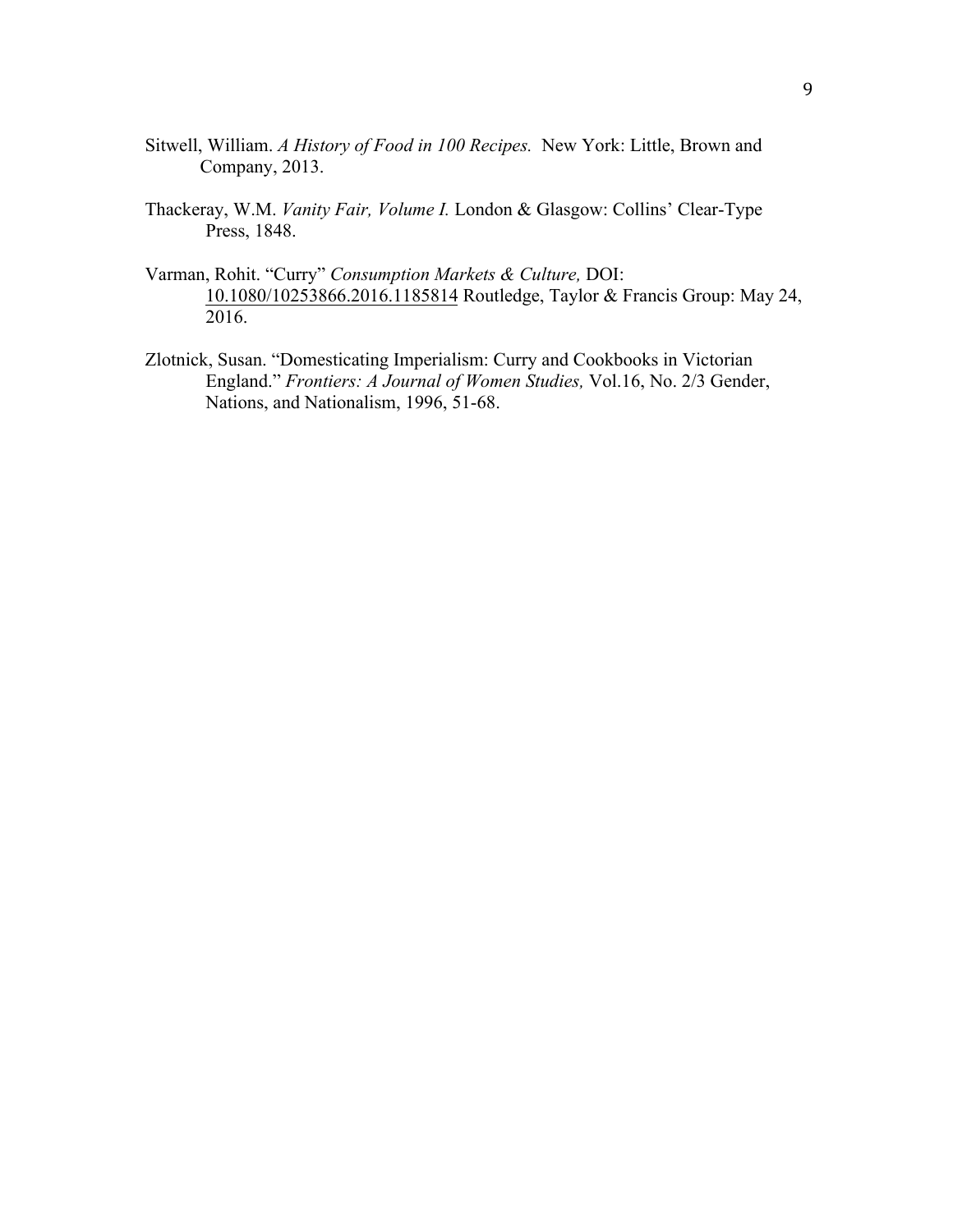Sitwell, William. *A History of Food in 100 Recipes.* New York: Little, Brown and Company, 2013.

Thackeray, W.M. *Vanity Fair, Volume I.* London & Glasgow: Collins' Clear-Type Press, 1848.

Varman, Rohit. "Curry" *Consumption Markets & Culture,* DOI: 10.1080/10253866.2016.1185814 Routledge, Taylor & Francis Group: May 24, 2016.

Zlotnick, Susan. "Domesticating Imperialism: Curry and Cookbooks in Victorian England." *Frontiers: A Journal of Women Studies,* Vol.16, No. 2/3 Gender, Nations, and Nationalism, 1996, 51-68.